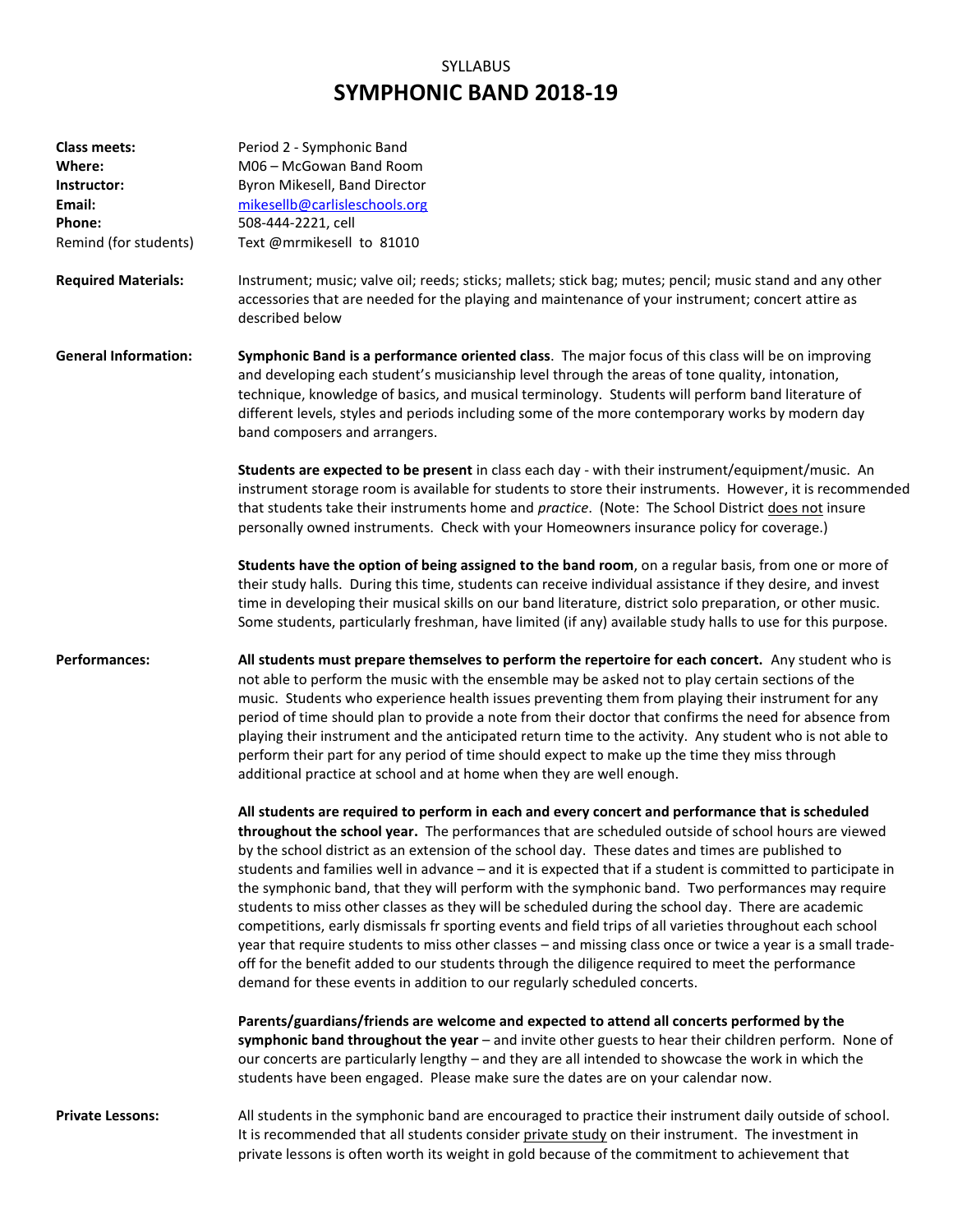SYLLABUS

# SYMPHONIC BAND 2018-19

**Class meets:** Period 2 - Symphonic Band
**Where:** M06 – McGowan Band Room
**Instructor:** Byron Mikesell, Band Director
**Email:** mikesellb@carlisleschools.org
**Phone:** 508-444-2221, cell
Remind (for students) Text @mrmikesell to 81010

**Required Materials:** Instrument; music; valve oil; reeds; sticks; mallets; stick bag; mutes; pencil; music stand and any other accessories that are needed for the playing and maintenance of your instrument; concert attire as described below

**General Information:** **Symphonic Band is a performance oriented class**. The major focus of this class will be on improving and developing each student's musicianship level through the areas of tone quality, intonation, technique, knowledge of basics, and musical terminology. Students will perform band literature of different levels, styles and periods including some of the more contemporary works by modern day band composers and arrangers.

**Students are expected to be present** in class each day - with their instrument/equipment/music. An instrument storage room is available for students to store their instruments. However, it is recommended that students take their instruments home and *practice*. (Note: The School District does not insure personally owned instruments. Check with your Homeowners insurance policy for coverage.)

**Students have the option of being assigned to the band room**, on a regular basis, from one or more of their study halls. During this time, students can receive individual assistance if they desire, and invest time in developing their musical skills on our band literature, district solo preparation, or other music. Some students, particularly freshman, have limited (if any) available study halls to use for this purpose.

**Performances:** **All students must prepare themselves to perform the repertoire for each concert.** Any student who is not able to perform the music with the ensemble may be asked not to play certain sections of the music. Students who experience health issues preventing them from playing their instrument for any period of time should plan to provide a note from their doctor that confirms the need for absence from playing their instrument and the anticipated return time to the activity. Any student who is not able to perform their part for any period of time should expect to make up the time they miss through additional practice at school and at home when they are well enough.

**All students are required to perform in each and every concert and performance that is scheduled throughout the school year.** The performances that are scheduled outside of school hours are viewed by the school district as an extension of the school day. These dates and times are published to students and families well in advance – and it is expected that if a student is committed to participate in the symphonic band, that they will perform with the symphonic band. Two performances may require students to miss other classes as they will be scheduled during the school day. There are academic competitions, early dismissals fr sporting events and field trips of all varieties throughout each school year that require students to miss other classes – and missing class once or twice a year is a small trade-off for the benefit added to our students through the diligence required to meet the performance demand for these events in addition to our regularly scheduled concerts.

**Parents/guardians/friends are welcome and expected to attend all concerts performed by the symphonic band throughout the year** – and invite other guests to hear their children perform. None of our concerts are particularly lengthy – and they are all intended to showcase the work in which the students have been engaged. Please make sure the dates are on your calendar now.

**Private Lessons:** All students in the symphonic band are encouraged to practice their instrument daily outside of school. It is recommended that all students consider private study on their instrument. The investment in private lessons is often worth its weight in gold because of the commitment to achievement that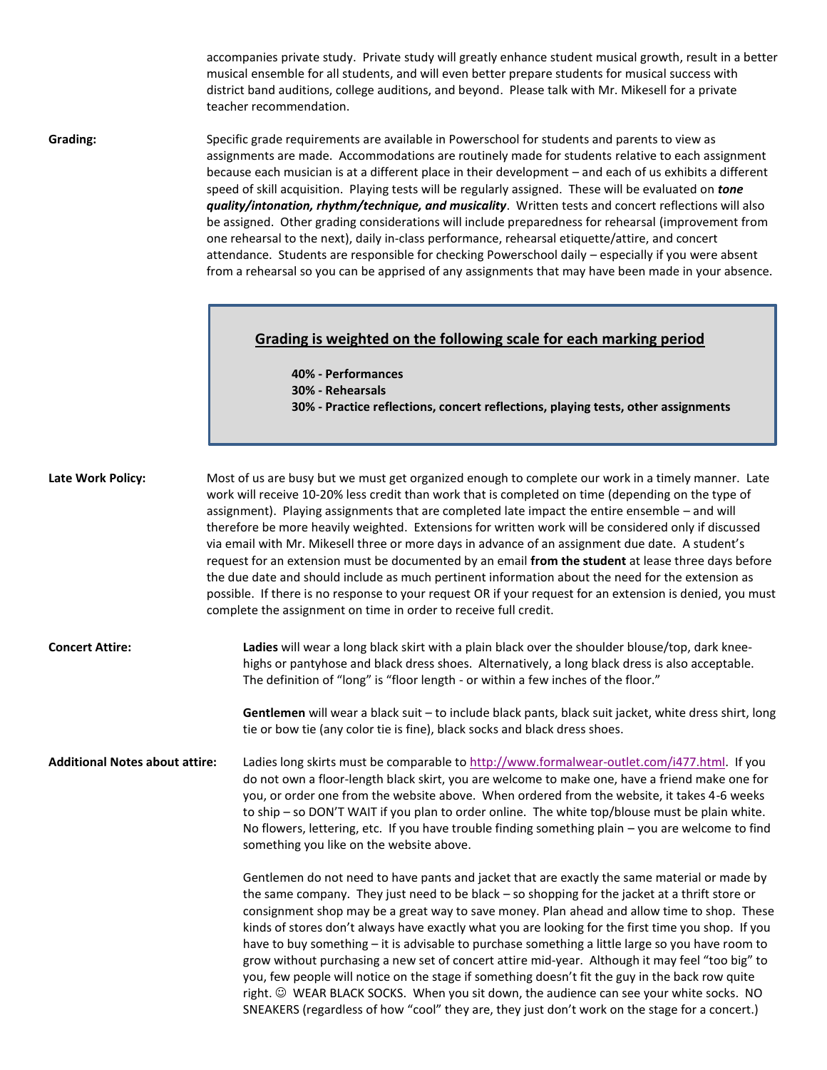accompanies private study. Private study will greatly enhance student musical growth, result in a better musical ensemble for all students, and will even better prepare students for musical success with district band auditions, college auditions, and beyond. Please talk with Mr. Mikesell for a private teacher recommendation.

**Grading:** Specific grade requirements are available in Powerschool for students and parents to view as assignments are made. Accommodations are routinely made for students relative to each assignment because each musician is at a different place in their development – and each of us exhibits a different speed of skill acquisition. Playing tests will be regularly assigned. These will be evaluated on ***tone quality/intonation, rhythm/technique, and musicality***. Written tests and concert reflections will also be assigned. Other grading considerations will include preparedness for rehearsal (improvement from one rehearsal to the next), daily in-class performance, rehearsal etiquette/attire, and concert attendance. Students are responsible for checking Powerschool daily – especially if you were absent from a rehearsal so you can be apprised of any assignments that may have been made in your absence.

**Grading is weighted on the following scale for each marking period**

**40% - Performances**
**30% - Rehearsals**
**30% - Practice reflections, concert reflections, playing tests, other assignments**

**Late Work Policy:** Most of us are busy but we must get organized enough to complete our work in a timely manner. Late work will receive 10-20% less credit than work that is completed on time (depending on the type of assignment). Playing assignments that are completed late impact the entire ensemble – and will therefore be more heavily weighted. Extensions for written work will be considered only if discussed via email with Mr. Mikesell three or more days in advance of an assignment due date. A student's request for an extension must be documented by an email **from the student** at lease three days before the due date and should include as much pertinent information about the need for the extension as possible. If there is no response to your request OR if your request for an extension is denied, you must complete the assignment on time in order to receive full credit.

**Concert Attire:** **Ladies** will wear a long black skirt with a plain black over the shoulder blouse/top, dark knee-highs or pantyhose and black dress shoes. Alternatively, a long black dress is also acceptable. The definition of "long" is "floor length - or within a few inches of the floor."

**Gentlemen** will wear a black suit – to include black pants, black suit jacket, white dress shirt, long tie or bow tie (any color tie is fine), black socks and black dress shoes.

**Additional Notes about attire:** Ladies long skirts must be comparable to http://www.formalwear-outlet.com/i477.html. If you do not own a floor-length black skirt, you are welcome to make one, have a friend make one for you, or order one from the website above. When ordered from the website, it takes 4-6 weeks to ship – so DON'T WAIT if you plan to order online. The white top/blouse must be plain white. No flowers, lettering, etc. If you have trouble finding something plain – you are welcome to find something you like on the website above.

Gentlemen do not need to have pants and jacket that are exactly the same material or made by the same company. They just need to be black – so shopping for the jacket at a thrift store or consignment shop may be a great way to save money. Plan ahead and allow time to shop. These kinds of stores don't always have exactly what you are looking for the first time you shop. If you have to buy something – it is advisable to purchase something a little large so you have room to grow without purchasing a new set of concert attire mid-year. Although it may feel "too big" to you, few people will notice on the stage if something doesn't fit the guy in the back row quite right. ☺ WEAR BLACK SOCKS. When you sit down, the audience can see your white socks. NO SNEAKERS (regardless of how "cool" they are, they just don't work on the stage for a concert.)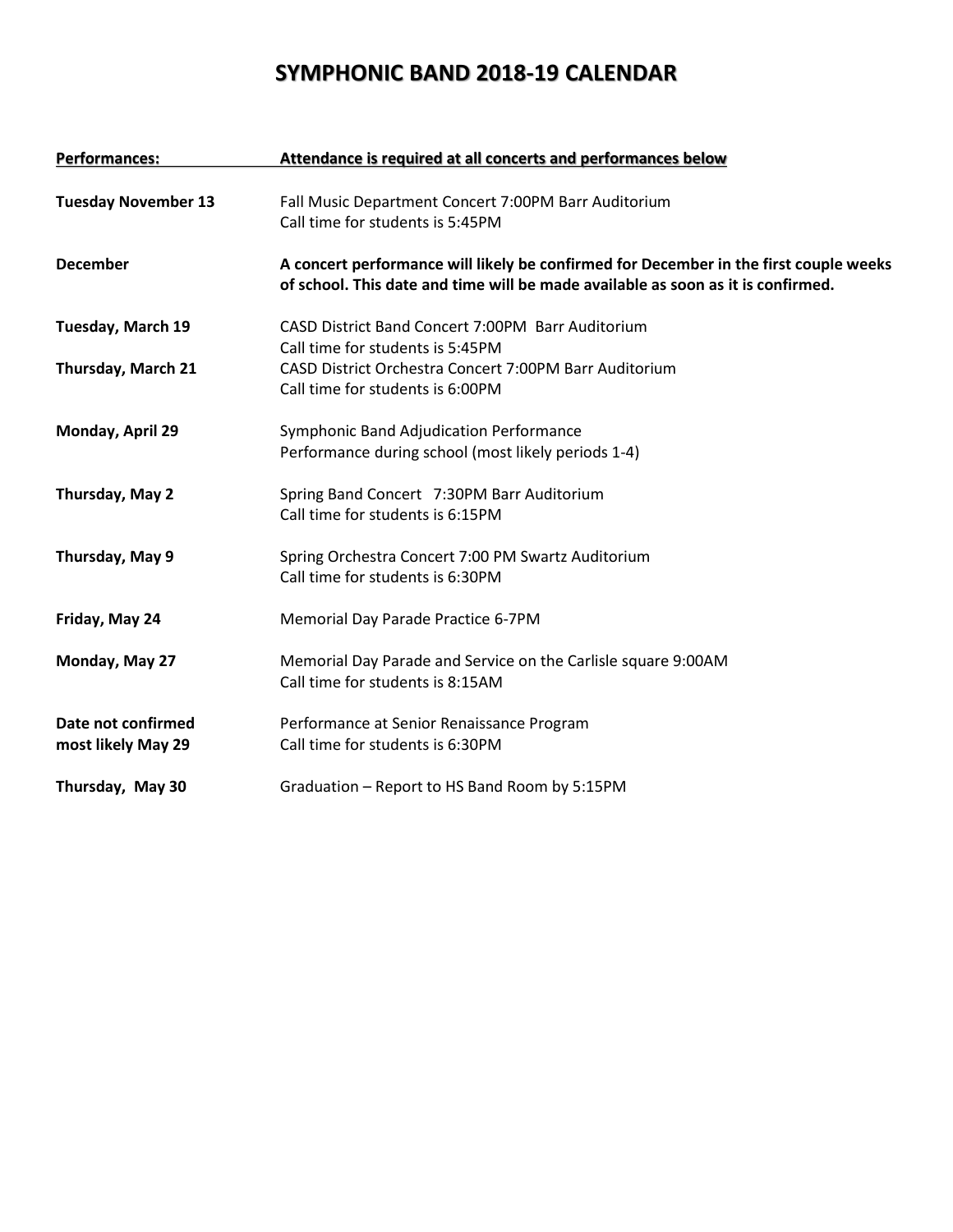# SYMPHONIC BAND 2018-19 CALENDAR

| **Performances:** | **Attendance is required at all concerts and performances below** |
|---|---|
| **Tuesday November 13** | Fall Music Department Concert 7:00PM Barr Auditorium<br>Call time for students is 5:45PM |
| **December** | **A concert performance will likely be confirmed for December in the first couple weeks of school. This date and time will be made available as soon as it is confirmed.** |
| **Tuesday, March 19** | CASD District Band Concert 7:00PM Barr Auditorium<br>Call time for students is 5:45PM |
| **Thursday, March 21** | CASD District Orchestra Concert 7:00PM Barr Auditorium<br>Call time for students is 6:00PM |
| **Monday, April 29** | Symphonic Band Adjudication Performance<br>Performance during school (most likely periods 1-4) |
| **Thursday, May 2** | Spring Band Concert 7:30PM Barr Auditorium<br>Call time for students is 6:15PM |
| **Thursday, May 9** | Spring Orchestra Concert 7:00 PM Swartz Auditorium<br>Call time for students is 6:30PM |
| **Friday, May 24** | Memorial Day Parade Practice 6-7PM |
| **Monday, May 27** | Memorial Day Parade and Service on the Carlisle square 9:00AM<br>Call time for students is 8:15AM |
| **Date not confirmed most likely May 29** | Performance at Senior Renaissance Program<br>Call time for students is 6:30PM |
| **Thursday, May 30** | Graduation – Report to HS Band Room by 5:15PM |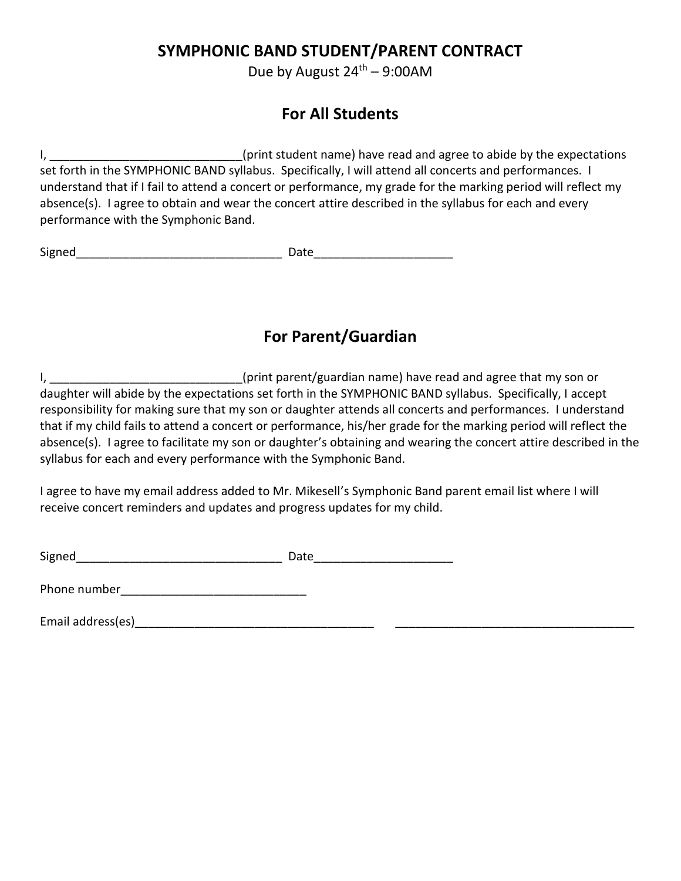# SYMPHONIC BAND STUDENT/PARENT CONTRACT

Due by August 24th – 9:00AM

## For All Students

I, _____________________________(print student name) have read and agree to abide by the expectations set forth in the SYMPHONIC BAND syllabus. Specifically, I will attend all concerts and performances. I understand that if I fail to attend a concert or performance, my grade for the marking period will reflect my absence(s). I agree to obtain and wear the concert attire described in the syllabus for each and every performance with the Symphonic Band.

Signed_______________________________ Date____________________

## For Parent/Guardian

I, _____________________________(print parent/guardian name) have read and agree that my son or daughter will abide by the expectations set forth in the SYMPHONIC BAND syllabus. Specifically, I accept responsibility for making sure that my son or daughter attends all concerts and performances. I understand that if my child fails to attend a concert or performance, his/her grade for the marking period will reflect the absence(s). I agree to facilitate my son or daughter's obtaining and wearing the concert attire described in the syllabus for each and every performance with the Symphonic Band.

I agree to have my email address added to Mr. Mikesell's Symphonic Band parent email list where I will receive concert reminders and updates and progress updates for my child.

Signed_______________________________ Date____________________

Phone number____________________________

Email address(es)_____________________________________ _____________________________________